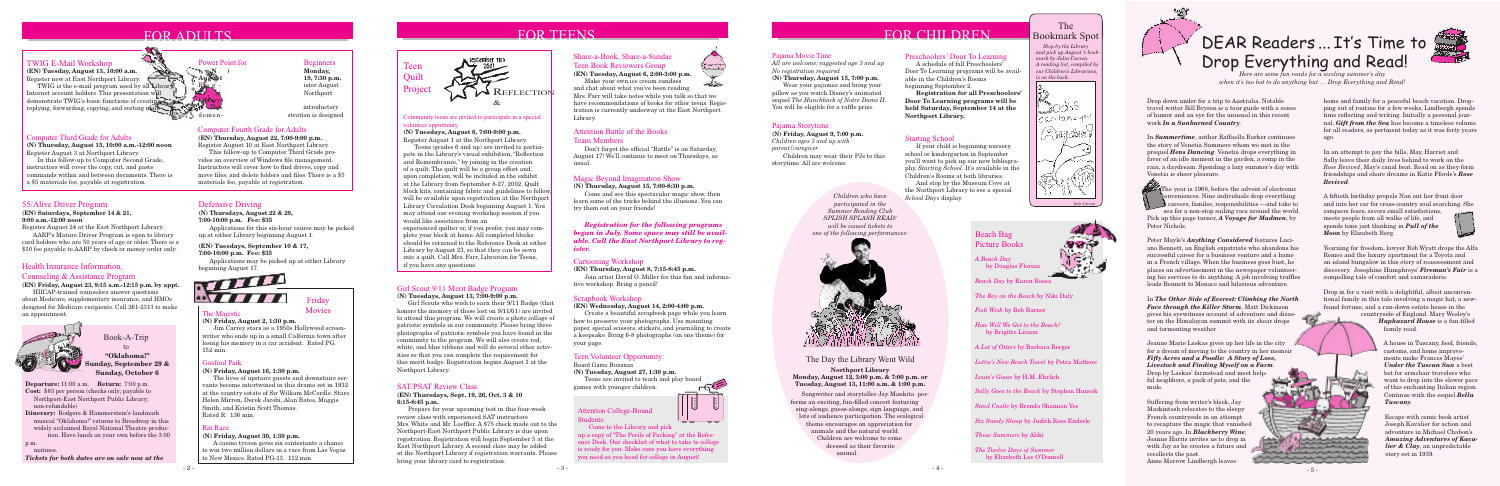# FOR ADULTS

### TWIG E-Mail Workshop

**(EN) Tuesday, August 13, 10:00 a.m.**

Register now at East Northport Library.

TWIG is the e-mail program used by all Library Internet account holders. This presentation will demonstrate TWIG's basic functions of creating, replying, forwarding, copying, and sorting e-mail.

### Power Point for Beginners

**Monday, August 19, 7:30 p.m.**

Register now at East Northport Library. An introductory demonstration is designed...

### Computer Third Grade for Adults

**(N) Thursday, August 15, 10:00 a.m.-12:00 noon**

Register August 3 at Northport Library.

In this follow-up to Computer Second Grade, instructors will cover the copy, cut, and paste commands within and between documents. There is a $5 materials fee, payable at registration.

### Computer Fourth Grade for Adults

**(EN) Thursday, August 22, 7:00-9:00 p.m.**

Register August 10 at East Northport Library.

This follow-up to Computer Third Grade provides an overview of Windows file management. Instructors will cover how to find drives, copy and move files, and delete folders and files. There is a $5 materials fee, payable at registration.

### 55/Alive Driver Program

**(EN) Saturdays, September 14 & 21, 9:00 a.m.-12:00 noon**

Register August 24 at the East Northport Library.

AARP's Mature Driver Program is open to library card holders who are 50 years of age or older. There is a $10 fee payable to AARP by check or money order only.

### Defensive Driving

**(N) Thursdays, August 22 & 29, 7:00-10:00 p.m. Fee: $35**

Applications for this six-hour course may be picked up at either Library beginning August 1.

**(EN) Tuesdays, September 10 & 17, 7:00-10:00 p.m. Fee: $35**

Applications may be picked up at either Library beginning August 17.

### Health Insurance Information, Counseling & Assistance Program

**(EN) Friday, August 23, 9:15 a.m.-12:15 p.m. by appt.**

HIICAP-trained counselors answer questions about Medicare, supplementary insurance, and HMOs designed for Medicare recipients. Call 261-2313 to make an appointment.

### Friday Movies

**The Majestic**

**(N) Friday, August 2, 1:30 p.m.**

Jim Carrey stars as a 1950s Hollywood screenwriter who ends up in a small California town after losing his memory in a car accident. Rated PG. 152 min.

**Gosford Park**

**(N) Friday, August 16, 1:30 p.m.**

The lives of upstairs guests and downstairs servants become intertwined in this drama set in 1932 at the country estate of Sir William McCordle. Stars Helen Mirren, Derek Jacobi, Alan Bates, Maggie Smith, and Kristin Scott Thomas. Rated R. 136 min.

**Rat Race**

**(N) Friday, August 30, 1:30 p.m.**

A casino tycoon gives six contestants a chance to win two million dollars in a race from Las Vegas to New Mexico. Rated PG-13. 112 min.

### Book-A-Trip to "Oklahoma!" Sunday, September 29 & Sunday, October 6

**Departure:** 11:00 a.m. **Return:** 7:00 p.m.

**Cost:** $83 per person (checks only; payable to Northport-East Northport Public Library; non-refundable)

**Itinerary:** Rodgers & Hammerstein's landmark musical "Oklahoma!" returns to Broadway in this widely acclaimed Royal National Theatre production. Have lunch on your own before the 3:00 p.m. matinee.

***Tickets for both dates are on sale now at the***

# FOR TEENS

### Teen Quilt Project

REFLECTION &

Community teens are invited to participate in a special volunteer opportunity.

**(N) Tuesdays, August 6, 7:00-9:00 p.m.**

Register August 1 at the Northport Library.

Teens (grades 6 and up) are invited to participate in the Library's visual exhibition, "Reflection and Remembrance," by joining in the creation of a quilt. The quilt will be a group effort and, upon completion, will be included in the exhibit at the Library from September 8-27, 2002. Quilt block kits, containing fabric and guidelines to follow, will be available upon registration at the Northport Library Circulation Desk beginning August 1. You may attend our evening workshop session if you would like assistance from an experienced quilter or, if you prefer, you may complete your block at home. All completed blocks should be returned to the Reference Desk at either Library by August 23, so that they can be sewn into a quilt. Call Mrs. Farr, Librarian for Teens, if you have any questions.

### Girl Scout 9/11 Merit Badge Program

**(N) Tuesdays, August 13, 7:00-9:00 p.m.**

Girl Scouts who wish to earn their 9/11 Badge (that honors the memory of those lost on 9/11/01) are invited to attend this program. We will create a photo collage of patriotic symbols in our community. Please bring three photographs of patriotic symbols you have found in the community to the program. We will also create red, white, and blue ribbons and will do several other activities so that you can complete the requirement for this merit badge. Registration begins August 1 at the Northport Library.

### SAT/PSAT Review Class

**(EN) Thursdays, Sept. 19, 26, Oct. 3 & 10 6:15-8:45 p.m.**

Prepare for your upcoming test in this four-week review class with experienced SAT instructors Mrs. White and Mr. Loeffler. A $75 check made out to the Northport-East Northport Public Library is due upon registration. Registration will begin September 5 at the East Northport Library. A second class may be added at the Northport Library if registration warrants. Please bring your library card to registration.

### Share-a-Book, Share-a-Sundae Teen Book Reviewers Group

**(EN) Tuesday, August 6, 2:00-3:00 p.m.**

Make your own ice cream sundaes and chat about what you've been reading. Mrs. Farr will take notes while you talk so that we have recommendations of books for other teens. Registration is currently underway at the East Northport Library.

### Attention Battle of the Books Team Members

Don't forget the official "Battle" is on Saturday, August 17! We'll continue to meet on Thursdays, as usual.

### Magic Beyond Imagination Show

**(N) Thursday, August 15, 7:00-8:30 p.m.**

Come and see this spectacular magic show, then learn some of the tricks behind the illusions. You can try them out on your friends!

***Registration for the following programs began in July. Some space may still be available. Call the East Northport Library to register.***

### Cartooning Workshop

**(EN) Thursday, August 8, 7:15-8:45 p.m.**

Join artist David O. Miller for this fun and informative workshop. Bring a pencil!

### Scrapbook Workshop

**(EN) Wednesday, August 14, 2:00-4:00 p.m.**

Create a beautiful scrapbook page while you learn how to preserve your photographs. Use mounting paper, special scissors, stickers, and journaling to create a keepsake. Bring 6-8 photographs (on one theme) for your page.

### Teen Volunteer Opportunity

Board Game Bonanza

**(N) Tuesday, August 27, 1:30 p.m.**

Teens are invited to teach and play board games with younger children.

### Attention College-Bound Students:

Come to the Library and pick up a copy of "The Perils of Packing" at the Reference Desk. Our checklist of what to take to college is ready for you. Make sure you have everything you need as you head for college in August!

# FOR CHILDREN

### Pajama Movie Time

*All are welcome; suggested age 3 and up*

*No registration required*

**(N) Thursday, August 15, 7:00 p.m.**

Wear your pajamas and bring your pillow as you watch Disney's animated sequel *The Hunchback of Notre Dame II*. You will be eligible for a raffle prize.

### Pajama Storytime

**(N) Friday, August 9, 7:00 p.m.**

*Children ages 3 and up with parent/caregiver*

Children may wear their PJs to this storytime. All are welcome.

### Preschoolers' Door To Learning

A schedule of fall Preschoolers' Door To Learning programs will be available in the Children's Rooms beginning September 2.

**Registration for all Preschoolers' Door To Learning programs will be held Saturday, September 14 at the Northport Library.**

### Starting School

If your child is beginning nursery school or kindergarten in September you'll want to pick up our new bibliography, *Starting School*. It's available in the Children's Rooms at both libraries.

And stop by the Museum Cove at the Northport Library to see a special *School Days* display.

*Children who have participated in the Summer Reading Club SPLISH SPLASH READ! will be issued tickets to one of the following performances:*

### The Bookmark Spot

*Stop by the Library and pick up August's bookmark by Julia Carson. A reading list, compiled by our Children's Librarians, is on the back.*

### Beach Bag Picture Books

*A Beach Day* by Douglas Florian

*Beach Day* by Karen Roosa

*The Boy on the Beach* by Niki Daly

*Fish Wish* by Bob Barner

*How Will We Get to the Beach?* by Brigitte Luciani

*A Lot of Otters* by Barbara Berger

*Lottie's New Beach Towel* by Petra Mathers

*Louie's Goose* by H.M. Ehrlich

*Sally Goes to the Beach* by Stephen Huneck

*Sand Castle* by Brenda Shannon Yee

*Six Sandy Sheep* by Judith Ross Enderle

*Those Summers* by Aliki

*The Twelve Days of Summer* by Elizabeth Lee O'Donnell

### The Day the Library Went Wild

**Northport Library Monday, August 12, 3:00 p.m. & 7:00 p.m. or Tuesday, August 13, 11:00 a.m. & 1:00 p.m.**

Songwriter and storyteller Jay Mankita performs an exciting, fun-filled concert featuring sing-alongs, guess-alongs, sign language, and lots of audience participation. The ecological theme encourages an appreciation for animals and the natural world. Children are welcome to come dressed as their favorite animal.

# DEAR Readers ... It's Time to Drop Everything and Read!

*Here are some fun reads for a sizzling summer's day when it's too hot to do anything but ... Drop Everything and Read!*

Drop down under for a trip to Australia. Notable travel writer Bill Bryson is a tour guide with a sense of humor and an eye for the unusual in this recent work *In a Sunburned Country*.

In *Summertime*, author Raffaella Barker continues the story of Venetia Summers whom we met in the prequel *Hens Dancing*. Venetia drops everything in favor of an idle moment in the garden, a romp in the rain, a daydream. Spending a lazy summer's day with Venetia is sheer pleasure.

The year is 1968, before the advent of electronic conveniences. Nine individuals drop everything — careers, families, responsibilities —and take to sea for a non-stop sailing race around the world. Pick up this page turner, *A Voyage for Madmen*, by Peter Nichols.

Peter Mayle's *Anything Considered* features Luciano Bennett, an English expatriate who abandons his successful career for a business venture and a home in a French village. When the business goes bust, he places an advertisement in the newspaper volunteering his services to do anything. A job involving truffles leads Bennett to Monaco and hilarious adventure.

In *The Other Side of Everest: Climbing the North Face through the Killer Storm*, Matt Dickinson gives his eyewitness account of adventure and disaster on the Himalayan summit with its sheer drops and tormenting weather.

Jeanne Marie Laskas gives up her life in the city for a dream of moving to the country in her memoir *Fifty Acres and a Poodle: A Story of Love, Livestock and Finding Myself on a Farm*. Drop by Laskas' farmhouse and meet hopeful neighbors, a pack of pets, and the mule.

Suffering from writer's block, Jay Mackintosh relocates to the sleepy French countryside in an attempt to recapture the magic that vanished 20 years ago. In *Blackberry Wine*, Joanne Harris invites us to drop in with Jay as he creates a future and recollects the past. Anne Morrow Lindbergh leaves home and family for a peaceful beach vacation. Dropping out of routine for a few weeks, Lindbergh spends time reflecting and writing. Initially a personal journal, *Gift from the Sea* has become a timeless volume for all readers, as pertinent today as it was forty years ago.

In an attempt to pay the bills, May, Harriet and Sally leave their daily lives behind to work on the *Rose Revived*, May's canal boat. Read on as they form friendships and share dreams in Katie Fforde's *Rose Revived*.

A fiftieth birthday propels Nan out her front door and into her car for cross-country soul searching. She conquers fears, savors small satisfactions, meets people from all walks of life, and spends time just thinking in *Full of the Moon* by Elizabeth Berg.

Yearning for freedom, lawyer Rob Wyatt drops the Alfa Romeo and the luxury apartment for a Toyota and an island bungalow in this story of reassessment and discovery. Josephine Humphreys' *Fireman's Fair* is a compelling tale of comfort and camaraderie.

Drop in for a visit with a delightful, albeit unconventional family in this tale involving a magic hat, a newfound fortune, and a run-down estate house in the countryside of England. Mary Wesley's *Haphazard House* is a fun-filled family read.

A house in Tuscany, food, friends, customs, and home improvements make Frances Mayes' *Under the Tuscan Sun* a best bet for armchair travelers who want to drop into the slower pace of this enchanting Italian region. Continue with the sequel *Bella Tuscany*.

Escape with comic book artist Joseph Kavalier for action and adventure in Michael Chabon's *Amazing Adventures of Kavalier & Clay*, an unpredictable story set in 1939.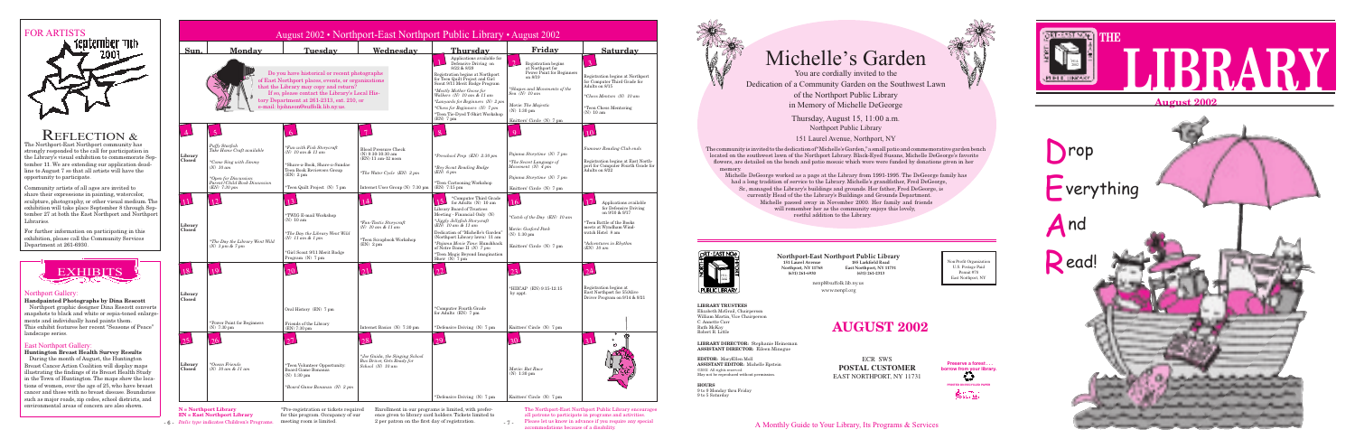FOR ARTISTS

September 11th 2001

# Reflection &

The Northport-East Northport community has strongly responded to the call for participation in the Library's visual exhibition to commemorate September 11. We are extending our application deadline to August 7 so that all artists will have the opportunity to participate.

Community artists of all ages are invited to share their expressions in painting, watercolor, sculpture, photography, or other visual medium. The exhibition will take place September 8 through September 27 at both the East Northport and Northport Libraries.

For further information on participating in this exhibition, please call the Community Services Department at 261-6930.

## EXHIBITS

### Northport Gallery:

**Handpainted Photographs by Dina Rescott**

Northport graphic designer Dina Rescott converts snapshots to black and white or sepia-toned enlargements and individually hand points them. This exhibit features her recent "Seasons of Peace" landscape series.

### East Northport Gallery:

**Huntington Breast Health Survey Results**

During the month of August, the Huntington Breast Cancer Action Coalition will display maps illustrating the findings of its Breast Health Study in the Town of Huntington. The maps show the locations of women, over the age of 25, who have breast cancer and those with no breast disease. Boundaries such as major roads, zip codes, school districts, and environmental areas of concern are also shown.

# August 2002 • Northport-East Northport Public Library • August 2002

Do you have historical or recent photographs of East Northport places, events, or organizations that the Library may copy and return? If so, please contact the Library's Local History Department at 261-2313, ext. 216, or e-mail: tjohnson@suffolk.lib.ny.us

| Sun. | Monday | Tuesday | Wednesday | Thursday | Friday | Saturday |
|---|---|---|---|---|---|---|
| | | | | **1** Applications available for Defensive Driving on 8/22 & 8/29<br>Registration begins at Northport for Teen Quilt Project and Girl Scout 9/11 Merit Badge Program<br>*Mostly Mother Goose for Walkers (N) 10 am & 11 am*<br>*Lanyards for Beginners (N) 2 pm*<br>*Chess for Beginners (N) 7 pm*<br>\*Teen Tie-Dyed T-Shirt Workshop (EN) 7 pm | **2** Registration begins at Northport for Poetry Paint for Beginners on 8/19<br>*Shapes and Movements of the Sea (N) 10 am*<br>Movie: The Majestic (N) 1:30 pm<br>Knitters' Circle (N) 7 pm | **3** Registration begins at Northport for Computer Third Grade for Adults on 8/15<br>*Chess Mentors (N) 10 am*<br>\*Teen Chess Mentoring (N) 10 am |
| **4** Library Closed | **5** *Puffy Starfish Take Home Craft available*<br>*Come Sing with Jimmy (N) 10 am*<br>\*Open for Discussion Parent/Child Book Discussion (EN) 7:30 pm | **6** *Fun with Fish Storycraft (N) 10 am & 11 am*<br>\*Share-a-Book Share-a-Sundae Teen Book Reviewers Group (EN) 2 pm<br>\*Teen Quilt Project (N) 7 pm | **7** Blood Pressure Check (N) 9:30-10:30 am (EN) 11 am-12 noon<br>*The Water Cycle (EN) 2 pm*<br>Internet User Group (N) 7:30 pm | **8** *Preschool Prep (EN) 2:30 pm*<br>*Bay Scout Reading Badge (EN) 6 pm*<br>\*Teen Cartooning Workshop (EN) 7:15 pm | **9** *Pajama Storytime (N) 7 pm*<br>*The Secret Language of Movement (N) 4 pm*<br>*Pajama Storytime (N) 7 pm*<br>Knitters' Circle (N) 7 pm | **10** *Summer Reading Club ends*<br>Registration begins at East Northport for Computer Fourth Grade for Adults on 8/22 |
| **11** Library Closed | **12** *The Day the Library Went Wild (N) 3 pm & 7 pm* | **13** \*PWDI E-mail Workshop (N) 10 am<br>*The Day the Library Went Wild (N) 11 am & 1 pm*<br>\*Girl Scout 9/11 Merit Badge Program (N) 7 pm | **14** *Fan-Tastic Storycraft (N) 10 am & 11 am*<br>\*Teen Scrapbook Workshop (EN) 2 pm | **15** \*Computer Third Grade for Adults (N) 10 am<br>Library Board of Trustees Meeting - Financial Only (N)<br>*Jiggly Jellyfish Storycraft (EN) 10 am & 11 am*<br>Dedication of "Michelle's Garden" (Northport Library lawn) 11 am<br>*Pajama Movie Time: Hunchback of Notre Dame II (N) 7 pm*<br>\*Teen Magic Beyond Imagination Show (N) 7 pm | **16** *Catch of the Day (EN) 10 am*<br>Movie: Gosford Park (N) 1:30 pm<br>Knitters' Circle (N) 7 pm | **17** Applications available for Defensive Driving on 9/16 & 9/17<br>\*Teen Battle of the Books meets at Woodham Windwatch Hotel 8 am<br>*Adventures in Rhythm (EN) 10 am* |
| **18** Library Closed | **19** \*Poetry Paint for Beginners (N) 7:30 pm | **20** Oral History (EN) 7 pm<br>Friends of the Library (EN) 7:30 pm | **21** Internet Basics (N) 7:30 pm | **22** \*Computer Fourth Grade for Adults (EN) 7 pm<br>\*Defensive Driving (N) 7 pm | **23** \*HIICAP (EN) 9:15-12:15 by appt.<br>Knitters' Circle (N) 7 pm | **24** Registration begins at East Northport for 55/Alive Driver Program on 9/14 & 9/21 |
| **25** Library Closed | **26** *Ocean Friends (N) 10 am & 11 am* | **27** \*Teen Volunteer Opportunity: Board Game Bonanza (N) 1:30 pm<br>*Board Game Bonanza (N) 2 pm* | **28** *Joe Guida, the Singing School Bus Driver, Gets Ready for School (N) 10 am* | **29** \*Defensive Driving (N) 7 pm | **30** Movie: Rat Race (N) 1:30 pm<br>Knitters' Circle (N) 7 pm | **31** |

**N** = **Northport Library**
**EN** = **East Northport Library**
*Italic type indicates Children's Programs*

\*Pre-registration or tickets required for this program. Occupancy of our meeting room is limited.

Enrollment in our programs is limited, with preference given to library card holders. Tickets limited to 2 per patron on the first day of registration.

The Northport-East Northport Public Library encourages all persons to participate in programs and activities. Please let us know in advance if you require any special accommodations because of a disability.

# Michelle's Garden

You are cordially invited to the Dedication of a Community Garden on the Southwest Lawn of the Northport Public Library in Memory of Michelle DeGeorge

Thursday, August 15, 11:00 a.m.
Northport Public Library
151 Laurel Avenue, Northport, NY

The community is invited to the dedication of "Michelle's Garden," a small patio and commemorative garden bench located on the southwest lawn of the Northport Library. Black-Eyed Susans, Michelle DeGeorge's favorite flowers, are detailed on the bench and patio mosaic which were funded by donations given in her memory.

Michelle DeGeorge worked as a page at the Library from 1991-1995. The DeGeorge family has had a long tradition of service to the Library. Michelle's grandfather, Fred DeGeorge, Sr. managed the Library's buildings and grounds. Her father, Fred DeGeorge, is currently Head of the the Library's Buildings and Grounds Department. Michelle passed away in November 2001. Her family and friends will remember her as the community enjoys this lovely, restful addition to the Library.

**Northport-East Northport Public Library**

| | |
|---|---|
| **151 Laurel Avenue**<br>**Northport, NY 11768**<br>**(631) 261-6930** | **185 Larkfield Road**<br>**East Northport, NY 11731**<br>**(631) 261-2313** |

nenpl@suffolk.lib.ny.us
www.nenpl.org

Non-Profit Organization
U.S. Postage Paid
Permit #79
East Northport, NY

**LIBRARY TRUSTEES**
Elizabeth McGrath, Chairperson
William Martin, Vice Chairperson
C. Annette Carr
Ruth McKay
Robert R. Little

**LIBRARY DIRECTOR:** Stephanie Heineman
**ASSISTANT DIRECTOR:** Eileen Minogue

**EDITOR:** MaryEllen Mall
**ASSISTANT EDITOR:** Michelle Epstein
©2002. All rights reserved.
May not be reproduced without permission.

**HOURS**
9 to 9 Monday thru Friday
9 to 5 Saturday

# AUGUST 2002

ECR SWS
**POSTAL CUSTOMER**
EAST NORTHPORT, NY 11731

**Preserve a forest . . . borrow from your library.**

A Monthly Guide to Your Library, Its Programs & Services

# THE LIBRARY

**August 2002**

Drop
Everything
And
Read!